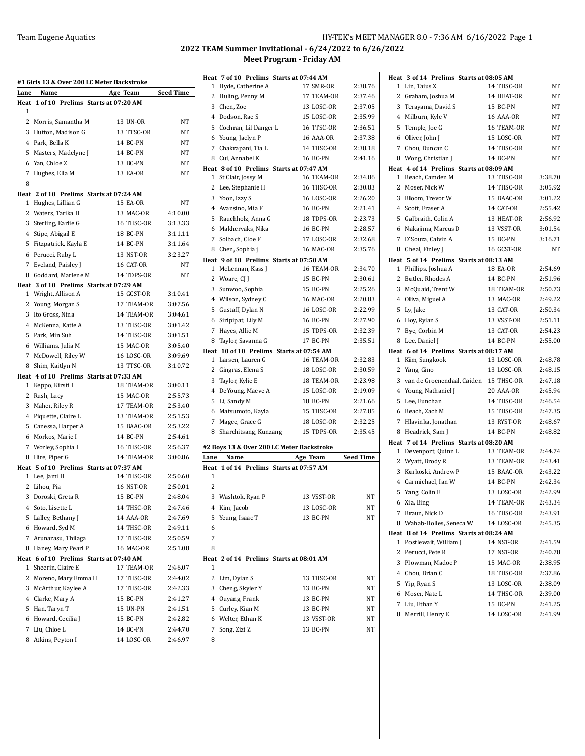## 2022 TEAM Summer Invitational - 6/24/2022 to 6/26/2022

### Meet Program - Friday AM

#### #1 Girls 13 & Over 200 LC Meter Backstroke

| Lane | Name | Age | Team | Seed Time |
|---|---|---|---|---|
| **Heat 1 of 10 Prelims Starts at 07:20 AM** | | | | |
| 1 | | | | |
| 2 | Morris, Samantha M | 13 | UN-OR | NT |
| 3 | Hutton, Madison G | 13 | TTSC-OR | NT |
| 4 | Park, Bella K | 14 | BC-PN | NT |
| 5 | Masters, Madelyne J | 14 | BC-PN | NT |
| 6 | Yan, Chloe Z | 13 | BC-PN | NT |
| 7 | Hughes, Ella M | 13 | EA-OR | NT |
| 8 | | | | |
| **Heat 2 of 10 Prelims Starts at 07:24 AM** | | | | |
| 1 | Hughes, Lillian G | 15 | EA-OR | NT |
| 2 | Waters, Tarika H | 13 | MAC-OR | 4:10.00 |
| 3 | Sterling, Earlie G | 16 | THSC-OR | 3:13.33 |
| 4 | Stipe, Abigail E | 18 | BC-PN | 3:11.11 |
| 5 | Fitzpatrick, Kayla E | 14 | BC-PN | 3:11.64 |
| 6 | Perucci, Ruby L | 13 | NST-OR | 3:23.27 |
| 7 | Eveland, Paisley J | 16 | CAT-OR | NT |
| 8 | Goddard, Marlene M | 14 | TDPS-OR | NT |
| **Heat 3 of 10 Prelims Starts at 07:29 AM** | | | | |
| 1 | Wright, Allison A | 15 | GCST-OR | 3:10.41 |
| 2 | Young, Morgan S | 17 | TEAM-OR | 3:07.56 |
| 3 | Ito Gross, Nina | 14 | TEAM-OR | 3:04.61 |
| 4 | McKenna, Katie A | 13 | THSC-OR | 3:01.42 |
| 5 | Park, Min Suh | 14 | THSC-OR | 3:01.51 |
| 6 | Williams, Julia M | 15 | MAC-OR | 3:05.40 |
| 7 | McDowell, Riley W | 16 | LOSC-OR | 3:09.69 |
| 8 | Shim, Kaitlyn N | 13 | TTSC-OR | 3:10.72 |
| **Heat 4 of 10 Prelims Starts at 07:33 AM** | | | | |
| 1 | Keppo, Kirsti I | 18 | TEAM-OR | 3:00.11 |
| 2 | Rush, Lucy | 15 | MAC-OR | 2:55.73 |
| 3 | Maher, Riley R | 17 | TEAM-OR | 2:53.40 |
| 4 | Piquette, Claire L | 13 | TEAM-OR | 2:51.53 |
| 5 | Canessa, Harper A | 15 | BAAC-OR | 2:53.22 |
| 6 | Morkos, Marie I | 14 | BC-PN | 2:54.61 |
| 7 | Worley, Sophia I | 16 | THSC-OR | 2:56.37 |
| 8 | Hire, Piper G | 14 | TEAM-OR | 3:00.86 |
| **Heat 5 of 10 Prelims Starts at 07:37 AM** | | | | |
| 1 | Lee, Jami H | 14 | THSC-OR | 2:50.60 |
| 2 | Lihou, Pia | 16 | NST-OR | 2:50.01 |
| 3 | Doroski, Greta R | 15 | BC-PN | 2:48.04 |
| 4 | Soto, Lisette L | 14 | THSC-OR | 2:47.46 |
| 5 | Lalley, Bethany J | 14 | AAA-OR | 2:47.69 |
| 6 | Howard, Syd M | 14 | THSC-OR | 2:49.11 |
| 7 | Arunarasu, Thilaga | 17 | THSC-OR | 2:50.59 |
| 8 | Haney, Mary Pearl P | 16 | MAC-OR | 2:51.08 |
| **Heat 6 of 10 Prelims Starts at 07:40 AM** | | | | |
| 1 | Sheerin, Claire E | 17 | TEAM-OR | 2:46.07 |
| 2 | Moreno, Mary Emma H | 17 | THSC-OR | 2:44.02 |
| 3 | McArthur, Kaylee A | 17 | THSC-OR | 2:42.33 |
| 4 | Clarke, Mary A | 15 | BC-PN | 2:41.27 |
| 5 | Han, Taryn T | 15 | UN-PN | 2:41.51 |
| 6 | Howard, Cecilia J | 15 | BC-PN | 2:42.82 |
| 7 | Liu, Chloe L | 14 | BC-PN | 2:44.70 |
| 8 | Atkins, Peyton I | 14 | LOSC-OR | 2:46.97 |
| **Heat 7 of 10 Prelims Starts at 07:44 AM** | | | | |
| 1 | Hyde, Catherine A | 17 | SMR-OR | 2:38.76 |
| 2 | Huling, Penny M | 17 | TEAM-OR | 2:37.46 |
| 3 | Chen, Zoe | 13 | LOSC-OR | 2:37.05 |
| 4 | Dodson, Rae S | 15 | LOSC-OR | 2:35.99 |
| 5 | Cochran, Lil Danger L | 16 | TTSC-OR | 2:36.51 |
| 6 | Young, Jaclyn P | 16 | AAA-OR | 2:37.38 |
| 7 | Chakrapani, Tia L | 14 | THSC-OR | 2:38.18 |
| 8 | Cui, Annabel K | 16 | BC-PN | 2:41.16 |
| **Heat 8 of 10 Prelims Starts at 07:47 AM** | | | | |
| 1 | St Clair, Jossy M | 16 | TEAM-OR | 2:34.86 |
| 2 | Lee, Stephanie H | 16 | THSC-OR | 2:30.83 |
| 3 | Yoon, Izzy S | 16 | LOSC-OR | 2:26.20 |
| 4 | Avansino, Mia F | 16 | BC-PN | 2:21.41 |
| 5 | Rauchholz, Anna G | 18 | TDPS-OR | 2:23.73 |
| 6 | Makhervaks, Nika | 16 | BC-PN | 2:28.57 |
| 7 | Solbach, Cloe F | 17 | LOSC-OR | 2:32.68 |
| 8 | Chen, Sophia j | 16 | MAC-OR | 2:35.76 |
| **Heat 9 of 10 Prelims Starts at 07:50 AM** | | | | |
| 1 | McLennan, Kass J | 16 | TEAM-OR | 2:34.70 |
| 2 | Woare, CJ J | 15 | BC-PN | 2:30.61 |
| 3 | Sunwoo, Sophia | 15 | BC-PN | 2:25.26 |
| 4 | Wilson, Sydney C | 16 | MAC-OR | 2:20.83 |
| 5 | Gustaff, Dylan N | 16 | LOSC-OR | 2:22.99 |
| 6 | Siripipat, Lily M | 16 | BC-PN | 2:27.90 |
| 7 | Hayes, Allie M | 15 | TDPS-OR | 2:32.39 |
| 8 | Taylor, Savanna G | 17 | BC-PN | 2:35.51 |
| **Heat 10 of 10 Prelims Starts at 07:54 AM** | | | | |
| 1 | Larsen, Lauren G | 16 | TEAM-OR | 2:32.83 |
| 2 | Gingras, Elena S | 18 | LOSC-OR | 2:30.59 |
| 3 | Taylor, Kylie E | 18 | TEAM-OR | 2:23.98 |
| 4 | DeYoung, Maeve A | 15 | LOSC-OR | 2:19.09 |
| 5 | Li, Sandy M | 18 | BC-PN | 2:21.66 |
| 6 | Matsumoto, Kayla | 15 | THSC-OR | 2:27.85 |
| 7 | Magee, Grace G | 18 | LOSC-OR | 2:32.25 |
| 8 | Sharchitsang, Kunzang | 15 | TDPS-OR | 2:35.45 |

#### #2 Boys 13 & Over 200 LC Meter Backstroke

| Lane | Name | Age | Team | Seed Time |
|---|---|---|---|---|
| **Heat 1 of 14 Prelims Starts at 07:57 AM** | | | | |
| 1 | | | | |
| 2 | | | | |
| 3 | Washtok, Ryan P | 13 | VSST-OR | NT |
| 4 | Kim, Jacob | 13 | LOSC-OR | NT |
| 5 | Yeung, Isaac T | 13 | BC-PN | NT |
| 6 | | | | |
| 7 | | | | |
| 8 | | | | |
| **Heat 2 of 14 Prelims Starts at 08:01 AM** | | | | |
| 1 | | | | |
| 2 | Lim, Dylan S | 13 | THSC-OR | NT |
| 3 | Cheng, Skyler Y | 13 | BC-PN | NT |
| 4 | Ouyang, Frank | 13 | BC-PN | NT |
| 5 | Curley, Kian M | 13 | BC-PN | NT |
| 6 | Welter, Ethan K | 13 | VSST-OR | NT |
| 7 | Song, Zizi Z | 13 | BC-PN | NT |
| 8 | | | | |
| **Heat 3 of 14 Prelims Starts at 08:05 AM** | | | | |
| 1 | Lin, Taius X | 14 | THSC-OR | NT |
| 2 | Graham, Joshua M | 14 | HEAT-OR | NT |
| 3 | Terayama, David S | 15 | BC-PN | NT |
| 4 | Milburn, Kyle V | 16 | AAA-OR | NT |
| 5 | Temple, Joe G | 16 | TEAM-OR | NT |
| 6 | Oliver, John J | 15 | LOSC-OR | NT |
| 7 | Chou, Duncan C | 14 | THSC-OR | NT |
| 8 | Wong, Christian J | 14 | BC-PN | NT |
| **Heat 4 of 14 Prelims Starts at 08:09 AM** | | | | |
| 1 | Beach, Camden M | 13 | THSC-OR | 3:38.70 |
| 2 | Moser, Nick W | 14 | THSC-OR | 3:05.92 |
| 3 | Bloom, Trevor W | 15 | BAAC-OR | 3:01.22 |
| 4 | Scott, Fraser A | 14 | CAT-OR | 2:55.42 |
| 5 | Galbraith, Colin A | 13 | HEAT-OR | 2:56.92 |
| 6 | Nakajima, Marcus D | 13 | VSST-OR | 3:01.54 |
| 7 | D'Souza, Calvin A | 15 | BC-PN | 3:16.71 |
| 8 | Cheal, Finley J | 16 | GCST-OR | NT |
| **Heat 5 of 14 Prelims Starts at 08:13 AM** | | | | |
| 1 | Phillips, Joshua A | 18 | EA-OR | 2:54.69 |
| 2 | Butler, Rhodes A | 14 | BC-PN | 2:51.96 |
| 3 | McQuaid, Trent W | 18 | TEAM-OR | 2:50.73 |
| 4 | Oliva, Miguel A | 13 | MAC-OR | 2:49.22 |
| 5 | Ly, Jake | 13 | CAT-OR | 2:50.34 |
| 6 | Hoy, Rylan S | 13 | VSST-OR | 2:51.11 |
| 7 | Bye, Corbin M | 13 | CAT-OR | 2:54.23 |
| 8 | Lee, Daniel J | 14 | BC-PN | 2:55.00 |
| **Heat 6 of 14 Prelims Starts at 08:17 AM** | | | | |
| 1 | Kim, Sungkook | 13 | LOSC-OR | 2:48.78 |
| 2 | Yang, Gino | 13 | LOSC-OR | 2:48.15 |
| 3 | van de Groenendaal, Caiden | 15 | THSC-OR | 2:47.18 |
| 4 | Young, Nathaniel J | 20 | AAA-OR | 2:45.94 |
| 5 | Lee, Eunchan | 14 | THSC-OR | 2:46.54 |
| 6 | Beach, Zach M | 15 | THSC-OR | 2:47.35 |
| 7 | Hlavinka, Jonathan | 13 | RYST-OR | 2:48.67 |
| 8 | Headrick, Sam J | 14 | BC-PN | 2:48.82 |
| **Heat 7 of 14 Prelims Starts at 08:20 AM** | | | | |
| 1 | Devenport, Quinn L | 13 | TEAM-OR | 2:44.74 |
| 2 | Wyatt, Brody R | 13 | TEAM-OR | 2:43.41 |
| 3 | Kurkoski, Andrew P | 15 | BAAC-OR | 2:43.22 |
| 4 | Carmichael, Ian W | 14 | BC-PN | 2:42.34 |
| 5 | Yang, Colin E | 13 | LOSC-OR | 2:42.99 |
| 6 | Xia, Bing | 14 | TEAM-OR | 2:43.34 |
| 7 | Braun, Nick D | 16 | THSC-OR | 2:43.91 |
| 8 | Wahab-Holles, Seneca W | 14 | LOSC-OR | 2:45.35 |
| **Heat 8 of 14 Prelims Starts at 08:24 AM** | | | | |
| 1 | Postlewait, William J | 14 | NST-OR | 2:41.59 |
| 2 | Perucci, Pete R | 17 | NST-OR | 2:40.78 |
| 3 | Plowman, Madoc P | 15 | MAC-OR | 2:38.95 |
| 4 | Chou, Brian C | 18 | THSC-OR | 2:37.86 |
| 5 | Yip, Ryan S | 13 | LOSC-OR | 2:38.09 |
| 6 | Moser, Nate L | 14 | THSC-OR | 2:39.00 |
| 7 | Liu, Ethan Y | 15 | BC-PN | 2:41.25 |
| 8 | Merrill, Henry E | 14 | LOSC-OR | 2:41.99 |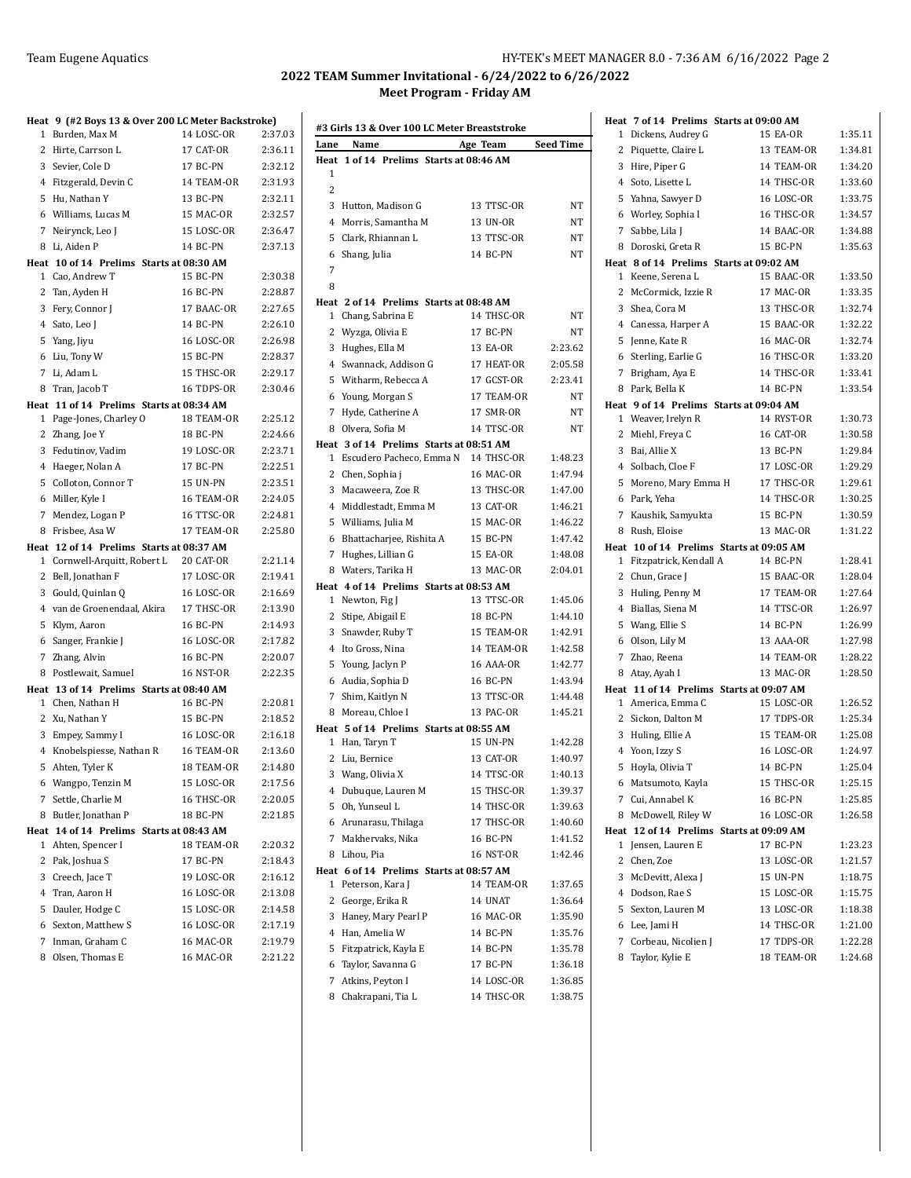## 2022 TEAM Summer Invitational - 6/24/2022 to 6/26/2022

### Meet Program - Friday AM

**Heat 9 (#2 Boys 13 & Over 200 LC Meter Backstroke)**

| Lane | Name | Age | Team | Seed Time |
|---|---|---|---|---|
| 1 | Burden, Max M | 14 | LOSC-OR | 2:37.03 |
| 2 | Hirte, Carrson L | 17 | CAT-OR | 2:36.11 |
| 3 | Sevier, Cole D | 17 | BC-PN | 2:32.12 |
| 4 | Fitzgerald, Devin C | 14 | TEAM-OR | 2:31.93 |
| 5 | Hu, Nathan Y | 13 | BC-PN | 2:32.11 |
| 6 | Williams, Lucas M | 15 | MAC-OR | 2:32.57 |
| 7 | Neirynck, Leo J | 15 | LOSC-OR | 2:36.47 |
| 8 | Li, Aiden P | 14 | BC-PN | 2:37.13 |

**Heat 10 of 14 Prelims Starts at 08:30 AM**

| Lane | Name | Age | Team | Seed Time |
|---|---|---|---|---|
| 1 | Cao, Andrew T | 15 | BC-PN | 2:30.38 |
| 2 | Tan, Ayden H | 16 | BC-PN | 2:28.87 |
| 3 | Fery, Connor J | 17 | BAAC-OR | 2:27.65 |
| 4 | Sato, Leo J | 14 | BC-PN | 2:26.10 |
| 5 | Yang, Jiyu | 16 | LOSC-OR | 2:26.98 |
| 6 | Liu, Tony W | 15 | BC-PN | 2:28.37 |
| 7 | Li, Adam L | 15 | THSC-OR | 2:29.17 |
| 8 | Tran, Jacob T | 16 | TDPS-OR | 2:30.46 |

**Heat 11 of 14 Prelims Starts at 08:34 AM**

| Lane | Name | Age | Team | Seed Time |
|---|---|---|---|---|
| 1 | Page-Jones, Charley O | 18 | TEAM-OR | 2:25.12 |
| 2 | Zhang, Joe Y | 18 | BC-PN | 2:24.66 |
| 3 | Fedutinov, Vadim | 19 | LOSC-OR | 2:23.71 |
| 4 | Haeger, Nolan A | 17 | BC-PN | 2:22.51 |
| 5 | Colloton, Connor T | 15 | UN-PN | 2:23.51 |
| 6 | Miller, Kyle I | 16 | TEAM-OR | 2:24.05 |
| 7 | Mendez, Logan P | 16 | TTSC-OR | 2:24.81 |
| 8 | Frisbee, Asa W | 17 | TEAM-OR | 2:25.80 |

**Heat 12 of 14 Prelims Starts at 08:37 AM**

| Lane | Name | Age | Team | Seed Time |
|---|---|---|---|---|
| 1 | Cornwell-Arquitt, Robert L | 20 | CAT-OR | 2:21.14 |
| 2 | Bell, Jonathan F | 17 | LOSC-OR | 2:19.41 |
| 3 | Gould, Quinlan Q | 16 | LOSC-OR | 2:16.69 |
| 4 | van de Groenendaal, Akira | 17 | THSC-OR | 2:13.90 |
| 5 | Klym, Aaron | 16 | BC-PN | 2:14.93 |
| 6 | Sanger, Frankie J | 16 | LOSC-OR | 2:17.82 |
| 7 | Zhang, Alvin | 16 | BC-PN | 2:20.07 |
| 8 | Postlewait, Samuel | 16 | NST-OR | 2:22.35 |

**Heat 13 of 14 Prelims Starts at 08:40 AM**

| Lane | Name | Age | Team | Seed Time |
|---|---|---|---|---|
| 1 | Chen, Nathan H | 16 | BC-PN | 2:20.81 |
| 2 | Xu, Nathan Y | 15 | BC-PN | 2:18.52 |
| 3 | Empey, Sammy I | 16 | LOSC-OR | 2:16.18 |
| 4 | Knobelspiesse, Nathan R | 16 | TEAM-OR | 2:13.60 |
| 5 | Ahten, Tyler K | 18 | TEAM-OR | 2:14.80 |
| 6 | Wangpo, Tenzin M | 15 | LOSC-OR | 2:17.56 |
| 7 | Settle, Charlie M | 16 | THSC-OR | 2:20.05 |
| 8 | Butler, Jonathan P | 18 | BC-PN | 2:21.85 |

**Heat 14 of 14 Prelims Starts at 08:43 AM**

| Lane | Name | Age | Team | Seed Time |
|---|---|---|---|---|
| 1 | Ahten, Spencer I | 18 | TEAM-OR | 2:20.32 |
| 2 | Pak, Joshua S | 17 | BC-PN | 2:18.43 |
| 3 | Creech, Jace T | 19 | LOSC-OR | 2:16.12 |
| 4 | Tran, Aaron H | 16 | LOSC-OR | 2:13.08 |
| 5 | Dauler, Hodge C | 15 | LOSC-OR | 2:14.58 |
| 6 | Sexton, Matthew S | 16 | LOSC-OR | 2:17.19 |
| 7 | Inman, Graham C | 16 | MAC-OR | 2:19.79 |
| 8 | Olsen, Thomas E | 16 | MAC-OR | 2:21.22 |

### #3 Girls 13 & Over 100 LC Meter Breaststroke

**Heat 1 of 14 Prelims Starts at 08:46 AM**

| Lane | Name | Age | Team | Seed Time |
|---|---|---|---|---|
| 1 | | | | |
| 2 | | | | |
| 3 | Hutton, Madison G | 13 | TTSC-OR | NT |
| 4 | Morris, Samantha M | 13 | UN-OR | NT |
| 5 | Clark, Rhiannan L | 13 | TTSC-OR | NT |
| 6 | Shang, Julia | 14 | BC-PN | NT |
| 7 | | | | |
| 8 | | | | |

**Heat 2 of 14 Prelims Starts at 08:48 AM**

| Lane | Name | Age | Team | Seed Time |
|---|---|---|---|---|
| 1 | Chang, Sabrina E | 14 | THSC-OR | NT |
| 2 | Wyzga, Olivia E | 17 | BC-PN | NT |
| 3 | Hughes, Ella M | 13 | EA-OR | 2:23.62 |
| 4 | Swannack, Addison G | 17 | HEAT-OR | 2:05.58 |
| 5 | Witharm, Rebecca A | 17 | GCST-OR | 2:23.41 |
| 6 | Young, Morgan S | 17 | TEAM-OR | NT |
| 7 | Hyde, Catherine A | 17 | SMR-OR | NT |
| 8 | Olvera, Sofia M | 14 | TTSC-OR | NT |

**Heat 3 of 14 Prelims Starts at 08:51 AM**

| Lane | Name | Age | Team | Seed Time |
|---|---|---|---|---|
| 1 | Escudero Pacheco, Emma N | 14 | THSC-OR | 1:48.23 |
| 2 | Chen, Sophia j | 16 | MAC-OR | 1:47.94 |
| 3 | Macaweera, Zoe R | 13 | THSC-OR | 1:47.00 |
| 4 | Middlestadt, Emma M | 13 | CAT-OR | 1:46.21 |
| 5 | Williams, Julia M | 15 | MAC-OR | 1:46.22 |
| 6 | Bhattacharjee, Rishita A | 15 | BC-PN | 1:47.42 |
| 7 | Hughes, Lillian G | 15 | EA-OR | 1:48.08 |
| 8 | Waters, Tarika H | 13 | MAC-OR | 2:04.01 |

**Heat 4 of 14 Prelims Starts at 08:53 AM**

| Lane | Name | Age | Team | Seed Time |
|---|---|---|---|---|
| 1 | Newton, Fig J | 13 | TTSC-OR | 1:45.06 |
| 2 | Stipe, Abigail E | 18 | BC-PN | 1:44.10 |
| 3 | Snawder, Ruby T | 15 | TEAM-OR | 1:42.91 |
| 4 | Ito Gross, Nina | 14 | TEAM-OR | 1:42.58 |
| 5 | Young, Jaclyn P | 16 | AAA-OR | 1:42.77 |
| 6 | Audia, Sophia D | 16 | BC-PN | 1:43.94 |
| 7 | Shim, Kaitlyn N | 13 | TTSC-OR | 1:44.48 |
| 8 | Moreau, Chloe I | 13 | PAC-OR | 1:45.21 |

**Heat 5 of 14 Prelims Starts at 08:55 AM**

| Lane | Name | Age | Team | Seed Time |
|---|---|---|---|---|
| 1 | Han, Taryn T | 15 | UN-PN | 1:42.28 |
| 2 | Liu, Bernice | 13 | CAT-OR | 1:40.97 |
| 3 | Wang, Olivia X | 14 | TTSC-OR | 1:40.13 |
| 4 | Dubuque, Lauren M | 15 | THSC-OR | 1:39.37 |
| 5 | Oh, Yunseul L | 14 | THSC-OR | 1:39.63 |
| 6 | Arunarasu, Thilaga | 17 | THSC-OR | 1:40.60 |
| 7 | Makhervaks, Nika | 16 | BC-PN | 1:41.52 |
| 8 | Lihou, Pia | 16 | NST-OR | 1:42.46 |

**Heat 6 of 14 Prelims Starts at 08:57 AM**

| Lane | Name | Age | Team | Seed Time |
|---|---|---|---|---|
| 1 | Peterson, Kara J | 14 | TEAM-OR | 1:37.65 |
| 2 | George, Erika R | 14 | UNAT | 1:36.64 |
| 3 | Haney, Mary Pearl P | 16 | MAC-OR | 1:35.90 |
| 4 | Han, Amelia W | 14 | BC-PN | 1:35.76 |
| 5 | Fitzpatrick, Kayla E | 14 | BC-PN | 1:35.78 |
| 6 | Taylor, Savanna G | 17 | BC-PN | 1:36.18 |
| 7 | Atkins, Peyton I | 14 | LOSC-OR | 1:36.85 |
| 8 | Chakrapani, Tia L | 14 | THSC-OR | 1:38.75 |

**Heat 7 of 14 Prelims Starts at 09:00 AM**

| Lane | Name | Age | Team | Seed Time |
|---|---|---|---|---|
| 1 | Dickens, Audrey G | 15 | EA-OR | 1:35.11 |
| 2 | Piquette, Claire L | 13 | TEAM-OR | 1:34.81 |
| 3 | Hire, Piper G | 14 | TEAM-OR | 1:34.20 |
| 4 | Soto, Lisette L | 14 | THSC-OR | 1:33.60 |
| 5 | Yahna, Sawyer D | 16 | LOSC-OR | 1:33.75 |
| 6 | Worley, Sophia I | 16 | THSC-OR | 1:34.57 |
| 7 | Sabbe, Lila J | 14 | BAAC-OR | 1:34.88 |
| 8 | Doroski, Greta R | 15 | BC-PN | 1:35.63 |

**Heat 8 of 14 Prelims Starts at 09:02 AM**

| Lane | Name | Age | Team | Seed Time |
|---|---|---|---|---|
| 1 | Keene, Serena L | 15 | BAAC-OR | 1:33.50 |
| 2 | McCormick, Izzie R | 17 | MAC-OR | 1:33.35 |
| 3 | Shea, Cora M | 13 | THSC-OR | 1:32.74 |
| 4 | Canessa, Harper A | 15 | BAAC-OR | 1:32.22 |
| 5 | Jenne, Kate R | 16 | MAC-OR | 1:32.74 |
| 6 | Sterling, Earlie G | 16 | THSC-OR | 1:33.20 |
| 7 | Brigham, Aya E | 14 | THSC-OR | 1:33.41 |
| 8 | Park, Bella K | 14 | BC-PN | 1:33.54 |

**Heat 9 of 14 Prelims Starts at 09:04 AM**

| Lane | Name | Age | Team | Seed Time |
|---|---|---|---|---|
| 1 | Weaver, Irelyn R | 14 | RYST-OR | 1:30.73 |
| 2 | Miehl, Freya C | 16 | CAT-OR | 1:30.58 |
| 3 | Bai, Allie X | 13 | BC-PN | 1:29.84 |
| 4 | Solbach, Cloe F | 17 | LOSC-OR | 1:29.29 |
| 5 | Moreno, Mary Emma H | 17 | THSC-OR | 1:29.61 |
| 6 | Park, Yeha | 14 | THSC-OR | 1:30.25 |
| 7 | Kaushik, Samyukta | 15 | BC-PN | 1:30.59 |
| 8 | Rush, Eloise | 13 | MAC-OR | 1:31.22 |

**Heat 10 of 14 Prelims Starts at 09:05 AM**

| Lane | Name | Age | Team | Seed Time |
|---|---|---|---|---|
| 1 | Fitzpatrick, Kendall A | 14 | BC-PN | 1:28.41 |
| 2 | Chun, Grace J | 15 | BAAC-OR | 1:28.04 |
| 3 | Huling, Penny M | 17 | TEAM-OR | 1:27.64 |
| 4 | Biallas, Siena M | 14 | TTSC-OR | 1:26.97 |
| 5 | Wang, Ellie S | 14 | BC-PN | 1:26.99 |
| 6 | Olson, Lily M | 13 | AAA-OR | 1:27.98 |
| 7 | Zhao, Reena | 14 | TEAM-OR | 1:28.22 |
| 8 | Atay, Ayah I | 13 | MAC-OR | 1:28.50 |

**Heat 11 of 14 Prelims Starts at 09:07 AM**

| Lane | Name | Age | Team | Seed Time |
|---|---|---|---|---|
| 1 | America, Emma C | 15 | LOSC-OR | 1:26.52 |
| 2 | Sickon, Dalton M | 17 | TDPS-OR | 1:25.34 |
| 3 | Huling, Ellie A | 15 | TEAM-OR | 1:25.08 |
| 4 | Yoon, Izzy S | 16 | LOSC-OR | 1:24.97 |
| 5 | Hoyla, Olivia T | 14 | BC-PN | 1:25.04 |
| 6 | Matsumoto, Kayla | 15 | THSC-OR | 1:25.15 |
| 7 | Cui, Annabel K | 16 | BC-PN | 1:25.85 |
| 8 | McDowell, Riley W | 16 | LOSC-OR | 1:26.58 |

**Heat 12 of 14 Prelims Starts at 09:09 AM**

| Lane | Name | Age | Team | Seed Time |
|---|---|---|---|---|
| 1 | Jensen, Lauren E | 17 | BC-PN | 1:23.23 |
| 2 | Chen, Zoe | 13 | LOSC-OR | 1:21.57 |
| 3 | McDevitt, Alexa J | 15 | UN-PN | 1:18.75 |
| 4 | Dodson, Rae S | 15 | LOSC-OR | 1:15.75 |
| 5 | Sexton, Lauren M | 13 | LOSC-OR | 1:18.38 |
| 6 | Lee, Jami H | 14 | THSC-OR | 1:21.00 |
| 7 | Corbeau, Nicolien J | 17 | TDPS-OR | 1:22.28 |
| 8 | Taylor, Kylie E | 18 | TEAM-OR | 1:24.68 |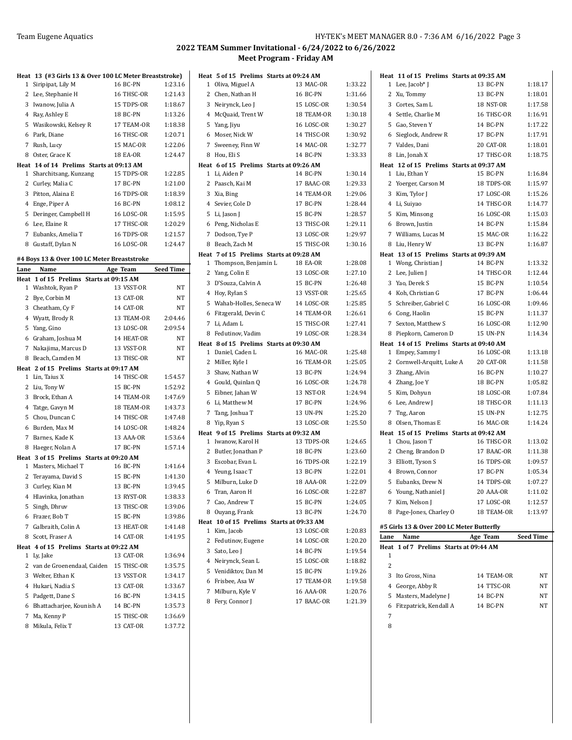## 2022 TEAM Summer Invitational - 6/24/2022 to 6/26/2022

### Meet Program - Friday AM

**Heat 13 (#3 Girls 13 & Over 100 LC Meter Breaststroke)**

| Lane | Name | Age | Team | Seed Time |
|---|---|---|---|---|
| 1 | Siripipat, Lily M | 16 | BC-PN | 1:23.16 |
| 2 | Lee, Stephanie H | 16 | THSC-OR | 1:21.43 |
| 3 | Iwanow, Julia A | 15 | TDPS-OR | 1:18.67 |
| 4 | Ray, Ashley E | 18 | BC-PN | 1:13.26 |
| 5 | Wasikowski, Kelsey R | 17 | TEAM-OR | 1:18.38 |
| 6 | Park, Diane | 16 | THSC-OR | 1:20.71 |
| 7 | Rush, Lucy | 15 | MAC-OR | 1:22.06 |
| 8 | Oster, Grace K | 18 | EA-OR | 1:24.47 |

**Heat 14 of 14 Prelims Starts at 09:13 AM**

| Lane | Name | Age | Team | Seed Time |
|---|---|---|---|---|
| 1 | Sharchitsang, Kunzang | 15 | TDPS-OR | 1:22.85 |
| 2 | Curley, Malia C | 17 | BC-PN | 1:21.00 |
| 3 | Pitton, Alaina E | 16 | TDPS-OR | 1:18.39 |
| 4 | Enge, Piper A | 16 | BC-PN | 1:08.12 |
| 5 | Deringer, Campbell H | 16 | LOSC-OR | 1:15.95 |
| 6 | Lee, Elaine R | 17 | THSC-OR | 1:20.29 |
| 7 | Eubanks, Amelia T | 16 | TDPS-OR | 1:21.57 |
| 8 | Gustaff, Dylan N | 16 | LOSC-OR | 1:24.47 |

#### #4 Boys 13 & Over 100 LC Meter Breaststroke

**Heat 1 of 15 Prelims Starts at 09:15 AM**

| Lane | Name | Age | Team | Seed Time |
|---|---|---|---|---|
| 1 | Washtok, Ryan P | 13 | VSST-OR | NT |
| 2 | Bye, Corbin M | 13 | CAT-OR | NT |
| 3 | Cheatham, Cy F | 14 | CAT-OR | NT |
| 4 | Wyatt, Brody R | 13 | TEAM-OR | 2:04.46 |
| 5 | Yang, Gino | 13 | LOSC-OR | 2:09.54 |
| 6 | Graham, Joshua M | 14 | HEAT-OR | NT |
| 7 | Nakajima, Marcus D | 13 | VSST-OR | NT |
| 8 | Beach, Camden M | 13 | THSC-OR | NT |

**Heat 2 of 15 Prelims Starts at 09:17 AM**

| Lane | Name | Age | Team | Seed Time |
|---|---|---|---|---|
| 1 | Lin, Taius X | 14 | THSC-OR | 1:54.57 |
| 2 | Liu, Tony W | 15 | BC-PN | 1:52.92 |
| 3 | Brock, Ethan A | 14 | TEAM-OR | 1:47.69 |
| 4 | Tatge, Gavyn M | 18 | TEAM-OR | 1:43.73 |
| 5 | Chou, Duncan C | 14 | THSC-OR | 1:47.48 |
| 6 | Burden, Max M | 14 | LOSC-OR | 1:48.24 |
| 7 | Barnes, Kade K | 13 | AAA-OR | 1:53.64 |
| 8 | Haeger, Nolan A | 17 | BC-PN | 1:57.14 |

**Heat 3 of 15 Prelims Starts at 09:20 AM**

| Lane | Name | Age | Team | Seed Time |
|---|---|---|---|---|
| 1 | Masters, Michael T | 16 | BC-PN | 1:41.64 |
| 2 | Terayama, David S | 15 | BC-PN | 1:41.30 |
| 3 | Curley, Kian M | 13 | BC-PN | 1:39.45 |
| 4 | Hlavinka, Jonathan | 13 | RYST-OR | 1:38.33 |
| 5 | Singh, Dhruv | 13 | THSC-OR | 1:39.06 |
| 6 | Frazer, Bob T | 15 | BC-PN | 1:39.86 |
| 7 | Galbraith, Colin A | 13 | HEAT-OR | 1:41.48 |
| 8 | Scott, Fraser A | 14 | CAT-OR | 1:41.95 |

**Heat 4 of 15 Prelims Starts at 09:22 AM**

| Lane | Name | Age | Team | Seed Time |
|---|---|---|---|---|
| 1 | Ly, Jake | 13 | CAT-OR | 1:36.94 |
| 2 | van de Groenendaal, Caiden | 15 | THSC-OR | 1:35.75 |
| 3 | Welter, Ethan K | 13 | VSST-OR | 1:34.17 |
| 4 | Hukari, Nadia S | 13 | CAT-OR | 1:33.67 |
| 5 | Padgett, Dane S | 16 | BC-PN | 1:34.15 |
| 6 | Bhattacharjee, Kounish A | 14 | BC-PN | 1:35.73 |
| 7 | Ma, Kenny P | 15 | THSC-OR | 1:36.69 |
| 8 | Mikula, Felix T | 13 | CAT-OR | 1:37.72 |

**Heat 5 of 15 Prelims Starts at 09:24 AM**

| Lane | Name | Age | Team | Seed Time |
|---|---|---|---|---|
| 1 | Oliva, Miguel A | 13 | MAC-OR | 1:33.22 |
| 2 | Chen, Nathan H | 16 | BC-PN | 1:31.66 |
| 3 | Neirynck, Leo J | 15 | LOSC-OR | 1:30.54 |
| 4 | McQuaid, Trent W | 18 | TEAM-OR | 1:30.18 |
| 5 | Yang, Jiyu | 16 | LOSC-OR | 1:30.27 |
| 6 | Moser, Nick W | 14 | THSC-OR | 1:30.92 |
| 7 | Sweeney, Finn W | 14 | MAC-OR | 1:32.77 |
| 8 | Hou, Eli S | 14 | BC-PN | 1:33.33 |

**Heat 6 of 15 Prelims Starts at 09:26 AM**

| Lane | Name | Age | Team | Seed Time |
|---|---|---|---|---|
| 1 | Li, Aiden P | 14 | BC-PN | 1:30.14 |
| 2 | Paasch, Kai M | 17 | BAAC-OR | 1:29.33 |
| 3 | Xia, Bing | 14 | TEAM-OR | 1:29.06 |
| 4 | Sevier, Cole D | 17 | BC-PN | 1:28.44 |
| 5 | Li, Jason J | 15 | BC-PN | 1:28.57 |
| 6 | Peng, Nicholas E | 13 | THSC-OR | 1:29.11 |
| 7 | Dodson, Tye P | 13 | LOSC-OR | 1:29.97 |
| 8 | Beach, Zach M | 15 | THSC-OR | 1:30.16 |

**Heat 7 of 15 Prelims Starts at 09:28 AM**

| Lane | Name | Age | Team | Seed Time |
|---|---|---|---|---|
| 1 | Thompson, Benjamin L | 18 | EA-OR | 1:28.08 |
| 2 | Yang, Colin E | 13 | LOSC-OR | 1:27.10 |
| 3 | D'Souza, Calvin A | 15 | BC-PN | 1:26.48 |
| 4 | Hoy, Rylan S | 13 | VSST-OR | 1:25.65 |
| 5 | Wahab-Holles, Seneca W | 14 | LOSC-OR | 1:25.85 |
| 6 | Fitzgerald, Devin C | 14 | TEAM-OR | 1:26.61 |
| 7 | Li, Adam L | 15 | THSC-OR | 1:27.41 |
| 8 | Fedutinov, Vadim | 19 | LOSC-OR | 1:28.34 |

**Heat 8 of 15 Prelims Starts at 09:30 AM**

| Lane | Name | Age | Team | Seed Time |
|---|---|---|---|---|
| 1 | Daniel, Caden L | 16 | MAC-OR | 1:25.48 |
| 2 | Miller, Kyle I | 16 | TEAM-OR | 1:25.05 |
| 3 | Shaw, Nathan W | 13 | BC-PN | 1:24.94 |
| 4 | Gould, Quinlan Q | 16 | LOSC-OR | 1:24.78 |
| 5 | Eibner, Jahan W | 13 | NST-OR | 1:24.94 |
| 6 | Li, Matthew M | 17 | BC-PN | 1:24.96 |
| 7 | Tang, Joshua T | 13 | UN-PN | 1:25.20 |
| 8 | Yip, Ryan S | 13 | LOSC-OR | 1:25.50 |

**Heat 9 of 15 Prelims Starts at 09:32 AM**

| Lane | Name | Age | Team | Seed Time |
|---|---|---|---|---|
| 1 | Iwanow, Karol H | 13 | TDPS-OR | 1:24.65 |
| 2 | Butler, Jonathan P | 18 | BC-PN | 1:23.60 |
| 3 | Escobar, Evan L | 16 | TDPS-OR | 1:22.19 |
| 4 | Yeung, Isaac T | 13 | BC-PN | 1:22.01 |
| 5 | Milburn, Luke D | 18 | AAA-OR | 1:22.09 |
| 6 | Tran, Aaron H | 16 | LOSC-OR | 1:22.87 |
| 7 | Cao, Andrew T | 15 | BC-PN | 1:24.05 |
| 8 | Ouyang, Frank | 13 | BC-PN | 1:24.70 |

**Heat 10 of 15 Prelims Starts at 09:33 AM**

| Lane | Name | Age | Team | Seed Time |
|---|---|---|---|---|
| 1 | Kim, Jacob | 13 | LOSC-OR | 1:20.83 |
| 2 | Fedutinov, Eugene | 14 | LOSC-OR | 1:20.20 |
| 3 | Sato, Leo J | 14 | BC-PN | 1:19.54 |
| 4 | Neirynck, Sean L | 15 | LOSC-OR | 1:18.82 |
| 5 | Venidiktov, Dan M | 15 | BC-PN | 1:19.26 |
| 6 | Frisbee, Asa W | 17 | TEAM-OR | 1:19.58 |
| 7 | Milburn, Kyle V | 16 | AAA-OR | 1:20.76 |
| 8 | Fery, Connor J | 17 | BAAC-OR | 1:21.39 |

**Heat 11 of 15 Prelims Starts at 09:35 AM**

| Lane | Name | Age | Team | Seed Time |
|---|---|---|---|---|
| 1 | Lee, Jacob* J | 13 | BC-PN | 1:18.17 |
| 2 | Xu, Tommy | 13 | BC-PN | 1:18.01 |
| 3 | Cortes, Sam L | 18 | NST-OR | 1:17.58 |
| 4 | Settle, Charlie M | 16 | THSC-OR | 1:16.91 |
| 5 | Gao, Steven Y | 14 | BC-PN | 1:17.22 |
| 6 | Sieglock, Andrew R | 17 | BC-PN | 1:17.91 |
| 7 | Valdes, Dani | 20 | CAT-OR | 1:18.01 |
| 8 | Lin, Jonah X | 17 | THSC-OR | 1:18.75 |

**Heat 12 of 15 Prelims Starts at 09:37 AM**

| Lane | Name | Age | Team | Seed Time |
|---|---|---|---|---|
| 1 | Liu, Ethan Y | 15 | BC-PN | 1:16.84 |
| 2 | Yoerger, Carson M | 18 | TDPS-OR | 1:15.97 |
| 3 | Kim, Tylor J | 17 | LOSC-OR | 1:15.26 |
| 4 | Li, Suiyao | 14 | THSC-OR | 1:14.77 |
| 5 | Kim, Minsong | 16 | LOSC-OR | 1:15.03 |
| 6 | Brown, Justin | 14 | BC-PN | 1:15.84 |
| 7 | Williams, Lucas M | 15 | MAC-OR | 1:16.22 |
| 8 | Liu, Henry W | 13 | BC-PN | 1:16.87 |

**Heat 13 of 15 Prelims Starts at 09:39 AM**

| Lane | Name | Age | Team | Seed Time |
|---|---|---|---|---|
| 1 | Wong, Christian J | 14 | BC-PN | 1:13.32 |
| 2 | Lee, Julien J | 14 | THSC-OR | 1:12.44 |
| 3 | Yao, Derek S | 15 | BC-PN | 1:10.54 |
| 4 | Koh, Christian G | 17 | BC-PN | 1:06.44 |
| 5 | Schreiber, Gabriel C | 16 | LOSC-OR | 1:09.46 |
| 6 | Cong, Haolin | 15 | BC-PN | 1:11.37 |
| 7 | Sexton, Matthew S | 16 | LOSC-OR | 1:12.90 |
| 8 | Piepkorn, Cameron D | 15 | UN-PN | 1:14.34 |

**Heat 14 of 15 Prelims Starts at 09:40 AM**

| Lane | Name | Age | Team | Seed Time |
|---|---|---|---|---|
| 1 | Empey, Sammy I | 16 | LOSC-OR | 1:13.18 |
| 2 | Cornwell-Arquitt, Luke A | 20 | CAT-OR | 1:11.58 |
| 3 | Zhang, Alvin | 16 | BC-PN | 1:10.27 |
| 4 | Zhang, Joe Y | 18 | BC-PN | 1:05.82 |
| 5 | Kim, Dohyun | 18 | LOSC-OR | 1:07.84 |
| 6 | Lee, Andrew J | 18 | THSC-OR | 1:11.13 |
| 7 | Tng, Aaron | 15 | UN-PN | 1:12.75 |
| 8 | Olsen, Thomas E | 16 | MAC-OR | 1:14.24 |

**Heat 15 of 15 Prelims Starts at 09:42 AM**

| Lane | Name | Age | Team | Seed Time |
|---|---|---|---|---|
| 1 | Chou, Jason T | 16 | THSC-OR | 1:13.02 |
| 2 | Cheng, Brandon D | 17 | BAAC-OR | 1:11.38 |
| 3 | Elliott, Tyson S | 16 | TDPS-OR | 1:09.57 |
| 4 | Brown, Connor | 17 | BC-PN | 1:05.34 |
| 5 | Eubanks, Drew N | 14 | TDPS-OR | 1:07.27 |
| 6 | Young, Nathaniel J | 20 | AAA-OR | 1:11.02 |
| 7 | Kim, Nelson J | 17 | LOSC-OR | 1:12.57 |
| 8 | Page-Jones, Charley O | 18 | TEAM-OR | 1:13.97 |

#### #5 Girls 13 & Over 200 LC Meter Butterfly

**Heat 1 of 7 Prelims Starts at 09:44 AM**

| Lane | Name | Age | Team | Seed Time |
|---|---|---|---|---|
| 1 | | | | |
| 2 | | | | |
| 3 | Ito Gross, Nina | 14 | TEAM-OR | NT |
| 4 | George, Abby R | 14 | TTSC-OR | NT |
| 5 | Masters, Madelyne J | 14 | BC-PN | NT |
| 6 | Fitzpatrick, Kendall A | 14 | BC-PN | NT |
| 7 | | | | |
| 8 | | | | |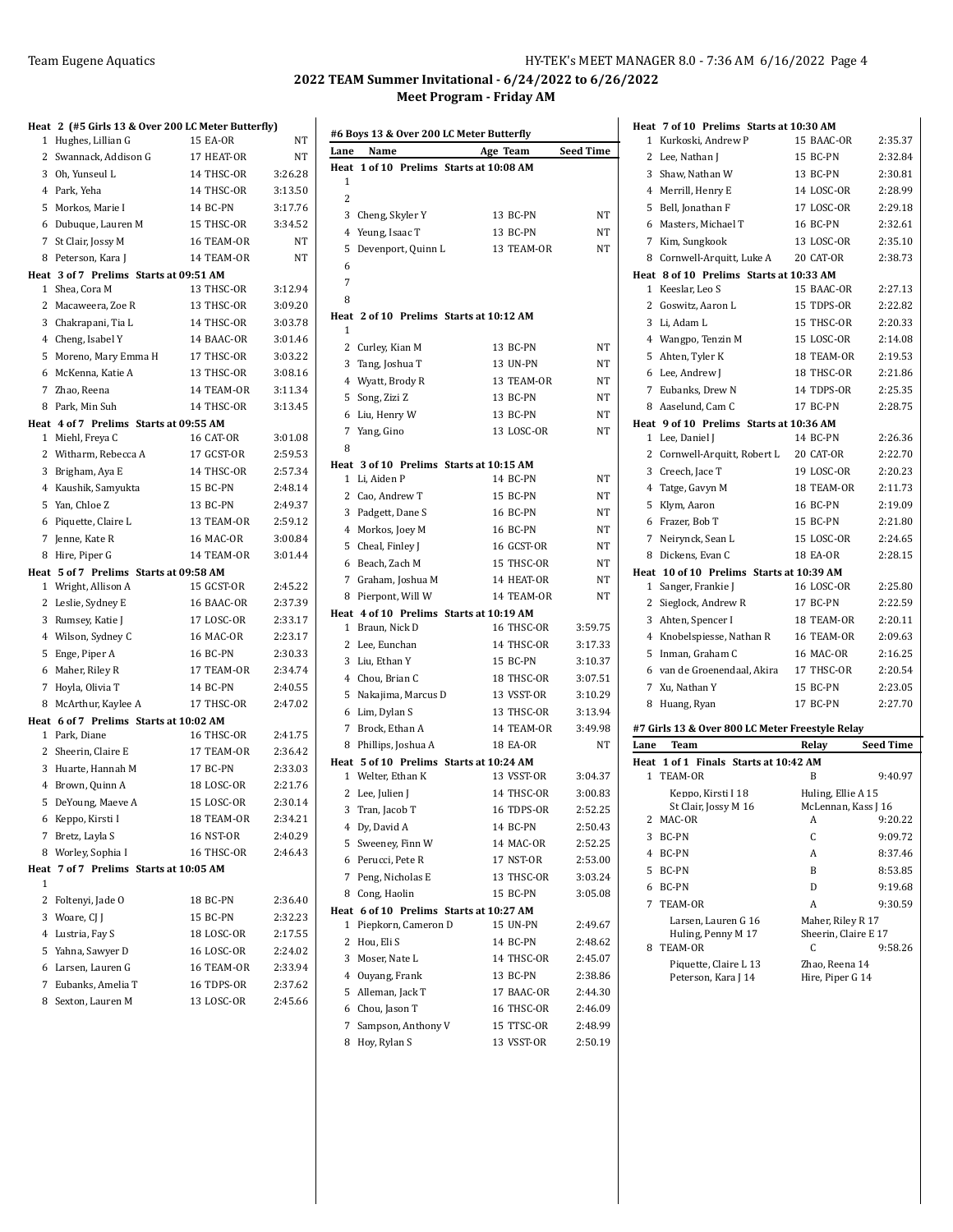## 2022 TEAM Summer Invitational - 6/24/2022 to 6/26/2022

### Meet Program - Friday AM

**Heat 2 (#5 Girls 13 & Over 200 LC Meter Butterfly)**

| Lane | Name | Age | Team | Seed Time |
|---|---|---|---|---|
| 1 | Hughes, Lillian G | 15 | EA-OR | NT |
| 2 | Swannack, Addison G | 17 | HEAT-OR | NT |
| 3 | Oh, Yunseul L | 14 | THSC-OR | 3:26.28 |
| 4 | Park, Yeha | 14 | THSC-OR | 3:13.50 |
| 5 | Morkos, Marie I | 14 | BC-PN | 3:17.76 |
| 6 | Dubuque, Lauren M | 15 | THSC-OR | 3:34.52 |
| 7 | St Clair, Jossy M | 16 | TEAM-OR | NT |
| 8 | Peterson, Kara J | 14 | TEAM-OR | NT |

**Heat 3 of 7 Prelims Starts at 09:51 AM**

| Lane | Name | Age | Team | Seed Time |
|---|---|---|---|---|
| 1 | Shea, Cora M | 13 | THSC-OR | 3:12.94 |
| 2 | Macaweera, Zoe R | 13 | THSC-OR | 3:09.20 |
| 3 | Chakrapani, Tia L | 14 | THSC-OR | 3:03.78 |
| 4 | Cheng, Isabel Y | 14 | BAAC-OR | 3:01.46 |
| 5 | Moreno, Mary Emma H | 17 | THSC-OR | 3:03.22 |
| 6 | McKenna, Katie A | 13 | THSC-OR | 3:08.16 |
| 7 | Zhao, Reena | 14 | TEAM-OR | 3:11.34 |
| 8 | Park, Min Suh | 14 | THSC-OR | 3:13.45 |

**Heat 4 of 7 Prelims Starts at 09:55 AM**

| Lane | Name | Age | Team | Seed Time |
|---|---|---|---|---|
| 1 | Miehl, Freya C | 16 | CAT-OR | 3:01.08 |
| 2 | Witharm, Rebecca A | 17 | GCST-OR | 2:59.53 |
| 3 | Brigham, Aya E | 14 | THSC-OR | 2:57.34 |
| 4 | Kaushik, Samyukta | 15 | BC-PN | 2:48.14 |
| 5 | Yan, Chloe Z | 13 | BC-PN | 2:49.37 |
| 6 | Piquette, Claire L | 13 | TEAM-OR | 2:59.12 |
| 7 | Jenne, Kate R | 16 | MAC-OR | 3:00.84 |
| 8 | Hire, Piper G | 14 | TEAM-OR | 3:01.44 |

**Heat 5 of 7 Prelims Starts at 09:58 AM**

| Lane | Name | Age | Team | Seed Time |
|---|---|---|---|---|
| 1 | Wright, Allison A | 15 | GCST-OR | 2:45.22 |
| 2 | Leslie, Sydney E | 16 | BAAC-OR | 2:37.39 |
| 3 | Rumsey, Katie J | 17 | LOSC-OR | 2:33.17 |
| 4 | Wilson, Sydney C | 16 | MAC-OR | 2:23.17 |
| 5 | Enge, Piper A | 16 | BC-PN | 2:30.33 |
| 6 | Maher, Riley R | 17 | TEAM-OR | 2:34.74 |
| 7 | Hoyla, Olivia T | 14 | BC-PN | 2:40.55 |
| 8 | McArthur, Kaylee A | 17 | THSC-OR | 2:47.02 |

**Heat 6 of 7 Prelims Starts at 10:02 AM**

| Lane | Name | Age | Team | Seed Time |
|---|---|---|---|---|
| 1 | Park, Diane | 16 | THSC-OR | 2:41.75 |
| 2 | Sheerin, Claire E | 17 | TEAM-OR | 2:36.42 |
| 3 | Huarte, Hannah M | 17 | BC-PN | 2:33.03 |
| 4 | Brown, Quinn A | 18 | LOSC-OR | 2:21.76 |
| 5 | DeYoung, Maeve A | 15 | LOSC-OR | 2:30.14 |
| 6 | Keppo, Kirsti I | 18 | TEAM-OR | 2:34.21 |
| 7 | Bretz, Layla S | 16 | NST-OR | 2:40.29 |
| 8 | Worley, Sophia I | 16 | THSC-OR | 2:46.43 |

**Heat 7 of 7 Prelims Starts at 10:05 AM**

| Lane | Name | Age | Team | Seed Time |
|---|---|---|---|---|
| 1 | | | | |
| 2 | Foltenyi, Jade O | 18 | BC-PN | 2:36.40 |
| 3 | Woare, CJ J | 15 | BC-PN | 2:32.23 |
| 4 | Lustria, Fay S | 18 | LOSC-OR | 2:17.55 |
| 5 | Yahna, Sawyer D | 16 | LOSC-OR | 2:24.02 |
| 6 | Larsen, Lauren G | 16 | TEAM-OR | 2:33.94 |
| 7 | Eubanks, Amelia T | 16 | TDPS-OR | 2:37.62 |
| 8 | Sexton, Lauren M | 13 | LOSC-OR | 2:45.66 |

### #6 Boys 13 & Over 200 LC Meter Butterfly

**Heat 1 of 10 Prelims Starts at 10:08 AM**

| Lane | Name | Age | Team | Seed Time |
|---|---|---|---|---|
| 1 | | | | |
| 2 | | | | |
| 3 | Cheng, Skyler Y | 13 | BC-PN | NT |
| 4 | Yeung, Isaac T | 13 | BC-PN | NT |
| 5 | Devenport, Quinn L | 13 | TEAM-OR | NT |
| 6 | | | | |
| 7 | | | | |
| 8 | | | | |

**Heat 2 of 10 Prelims Starts at 10:12 AM**

| Lane | Name | Age | Team | Seed Time |
|---|---|---|---|---|
| 1 | | | | |
| 2 | Curley, Kian M | 13 | BC-PN | NT |
| 3 | Tang, Joshua T | 13 | UN-PN | NT |
| 4 | Wyatt, Brody R | 13 | TEAM-OR | NT |
| 5 | Song, Zizi Z | 13 | BC-PN | NT |
| 6 | Liu, Henry W | 13 | BC-PN | NT |
| 7 | Yang, Gino | 13 | LOSC-OR | NT |
| 8 | | | | |

**Heat 3 of 10 Prelims Starts at 10:15 AM**

| Lane | Name | Age | Team | Seed Time |
|---|---|---|---|---|
| 1 | Li, Aiden P | 14 | BC-PN | NT |
| 2 | Cao, Andrew T | 15 | BC-PN | NT |
| 3 | Padgett, Dane S | 16 | BC-PN | NT |
| 4 | Morkos, Joey M | 16 | BC-PN | NT |
| 5 | Cheal, Finley J | 16 | GCST-OR | NT |
| 6 | Beach, Zach M | 15 | THSC-OR | NT |
| 7 | Graham, Joshua M | 14 | HEAT-OR | NT |
| 8 | Pierpont, Will W | 14 | TEAM-OR | NT |

**Heat 4 of 10 Prelims Starts at 10:19 AM**

| Lane | Name | Age | Team | Seed Time |
|---|---|---|---|---|
| 1 | Braun, Nick D | 16 | THSC-OR | 3:59.75 |
| 2 | Lee, Eunchan | 14 | THSC-OR | 3:17.33 |
| 3 | Liu, Ethan Y | 15 | BC-PN | 3:10.37 |
| 4 | Chou, Brian C | 18 | THSC-OR | 3:07.51 |
| 5 | Nakajima, Marcus D | 13 | VSST-OR | 3:10.29 |
| 6 | Lim, Dylan S | 13 | THSC-OR | 3:13.94 |
| 7 | Brock, Ethan A | 14 | TEAM-OR | 3:49.98 |
| 8 | Phillips, Joshua A | 18 | EA-OR | NT |

**Heat 5 of 10 Prelims Starts at 10:24 AM**

| Lane | Name | Age | Team | Seed Time |
|---|---|---|---|---|
| 1 | Welter, Ethan K | 13 | VSST-OR | 3:04.37 |
| 2 | Lee, Julien J | 14 | THSC-OR | 3:00.83 |
| 3 | Tran, Jacob T | 16 | TDPS-OR | 2:52.25 |
| 4 | Dy, David A | 14 | BC-PN | 2:50.43 |
| 5 | Sweeney, Finn W | 14 | MAC-OR | 2:52.25 |
| 6 | Perucci, Pete R | 17 | NST-OR | 2:53.00 |
| 7 | Peng, Nicholas E | 13 | THSC-OR | 3:03.24 |
| 8 | Cong, Haolin | 15 | BC-PN | 3:05.08 |

**Heat 6 of 10 Prelims Starts at 10:27 AM**

| Lane | Name | Age | Team | Seed Time |
|---|---|---|---|---|
| 1 | Piepkorn, Cameron D | 15 | UN-PN | 2:49.67 |
| 2 | Hou, Eli S | 14 | BC-PN | 2:48.62 |
| 3 | Moser, Nate L | 14 | THSC-OR | 2:45.07 |
| 4 | Ouyang, Frank | 13 | BC-PN | 2:38.86 |
| 5 | Alleman, Jack T | 17 | BAAC-OR | 2:44.30 |
| 6 | Chou, Jason T | 16 | THSC-OR | 2:46.09 |
| 7 | Sampson, Anthony V | 15 | TTSC-OR | 2:48.99 |
| 8 | Hoy, Rylan S | 13 | VSST-OR | 2:50.19 |

**Heat 7 of 10 Prelims Starts at 10:30 AM**

| Lane | Name | Age | Team | Seed Time |
|---|---|---|---|---|
| 1 | Kurkoski, Andrew P | 15 | BAAC-OR | 2:35.37 |
| 2 | Lee, Nathan J | 15 | BC-PN | 2:32.84 |
| 3 | Shaw, Nathan W | 13 | BC-PN | 2:30.81 |
| 4 | Merrill, Henry E | 14 | LOSC-OR | 2:28.99 |
| 5 | Bell, Jonathan F | 17 | LOSC-OR | 2:29.18 |
| 6 | Masters, Michael T | 16 | BC-PN | 2:32.61 |
| 7 | Kim, Sungkook | 13 | LOSC-OR | 2:35.10 |
| 8 | Cornwell-Arquitt, Luke A | 20 | CAT-OR | 2:38.73 |

**Heat 8 of 10 Prelims Starts at 10:33 AM**

| Lane | Name | Age | Team | Seed Time |
|---|---|---|---|---|
| 1 | Keeslar, Leo S | 15 | BAAC-OR | 2:27.13 |
| 2 | Goswitz, Aaron L | 15 | TDPS-OR | 2:22.82 |
| 3 | Li, Adam L | 15 | THSC-OR | 2:20.33 |
| 4 | Wangpo, Tenzin M | 15 | LOSC-OR | 2:14.08 |
| 5 | Ahten, Tyler K | 18 | TEAM-OR | 2:19.53 |
| 6 | Lee, Andrew J | 18 | THSC-OR | 2:21.86 |
| 7 | Eubanks, Drew N | 14 | TDPS-OR | 2:25.35 |
| 8 | Aaselund, Cam C | 17 | BC-PN | 2:28.75 |

**Heat 9 of 10 Prelims Starts at 10:36 AM**

| Lane | Name | Age | Team | Seed Time |
|---|---|---|---|---|
| 1 | Lee, Daniel J | 14 | BC-PN | 2:26.36 |
| 2 | Cornwell-Arquitt, Robert L | 20 | CAT-OR | 2:22.70 |
| 3 | Creech, Jace T | 19 | LOSC-OR | 2:20.23 |
| 4 | Tatge, Gavyn M | 18 | TEAM-OR | 2:11.73 |
| 5 | Klym, Aaron | 16 | BC-PN | 2:19.09 |
| 6 | Frazer, Bob T | 15 | BC-PN | 2:21.80 |
| 7 | Neirynck, Sean L | 15 | LOSC-OR | 2:24.65 |
| 8 | Dickens, Evan C | 18 | EA-OR | 2:28.15 |

**Heat 10 of 10 Prelims Starts at 10:39 AM**

| Lane | Name | Age | Team | Seed Time |
|---|---|---|---|---|
| 1 | Sanger, Frankie J | 16 | LOSC-OR | 2:25.80 |
| 2 | Sieglock, Andrew R | 17 | BC-PN | 2:22.59 |
| 3 | Ahten, Spencer I | 18 | TEAM-OR | 2:20.11 |
| 4 | Knobelspiesse, Nathan R | 16 | TEAM-OR | 2:09.63 |
| 5 | Inman, Graham C | 16 | MAC-OR | 2:16.25 |
| 6 | van de Groenendaal, Akira | 17 | THSC-OR | 2:20.54 |
| 7 | Xu, Nathan Y | 15 | BC-PN | 2:23.05 |
| 8 | Huang, Ryan | 17 | BC-PN | 2:27.70 |

### #7 Girls 13 & Over 800 LC Meter Freestyle Relay

**Heat 1 of 1 Finals Starts at 10:42 AM**

| Lane | Team | Relay | Seed Time |
|---|---|---|---|
| 1 | TEAM-OR | B | 9:40.97 |
| | Keppo, Kirsti I 18; St Clair, Jossy M 16 | Huling, Ellie A 15; McLennan, Kass J 16 | |
| 2 | MAC-OR | A | 9:20.22 |
| 3 | BC-PN | C | 9:09.72 |
| 4 | BC-PN | A | 8:37.46 |
| 5 | BC-PN | B | 8:53.85 |
| 6 | BC-PN | D | 9:19.68 |
| 7 | TEAM-OR | A | 9:30.59 |
| | Larsen, Lauren G 16; Huling, Penny M 17 | Maher, Riley R 17; Sheerin, Claire E 17 | |
| 8 | TEAM-OR | C | 9:58.26 |
| | Piquette, Claire L 13; Peterson, Kara J 14 | Zhao, Reena 14; Hire, Piper G 14 | |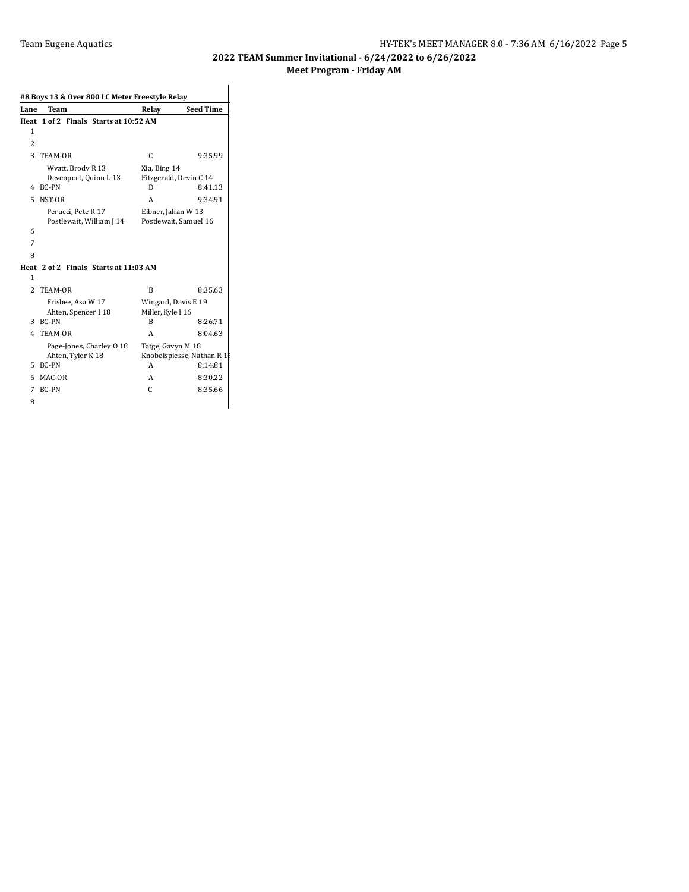## 2022 TEAM Summer Invitational - 6/24/2022 to 6/26/2022
### Meet Program - Friday AM

**#8 Boys 13 & Over 800 LC Meter Freestyle Relay**

| Lane | Team | Relay | Seed Time |
|---|---|---|---|
| **Heat 1 of 2 Finals Starts at 10:52 AM** | | | |
| 1 | | | |
| 2 | | | |
| 3 | TEAM-OR | C | 9:35.99 |
| | Wyatt, Brody R 13 | Xia, Bing 14 | |
| | Devenport, Quinn L 13 | Fitzgerald, Devin C 14 | |
| 4 | BC-PN | D | 8:41.13 |
| 5 | NST-OR | A | 9:34.91 |
| | Perucci, Pete R 17 | Eibner, Jahan W 13 | |
| | Postlewait, William J 14 | Postlewait, Samuel 16 | |
| 6 | | | |
| 7 | | | |
| 8 | | | |
| **Heat 2 of 2 Finals Starts at 11:03 AM** | | | |
| 1 | | | |
| 2 | TEAM-OR | B | 8:35.63 |
| | Frisbee, Asa W 17 | Wingard, Davis E 19 | |
| | Ahten, Spencer I 18 | Miller, Kyle I 16 | |
| 3 | BC-PN | B | 8:26.71 |
| 4 | TEAM-OR | A | 8:04.63 |
| | Page-Jones, Charley O 18 | Tatge, Gavyn M 18 | |
| | Ahten, Tyler K 18 | Knobelspiesse, Nathan R 1 | |
| 5 | BC-PN | A | 8:14.81 |
| 6 | MAC-OR | A | 8:30.22 |
| 7 | BC-PN | C | 8:35.66 |
| 8 | | | |